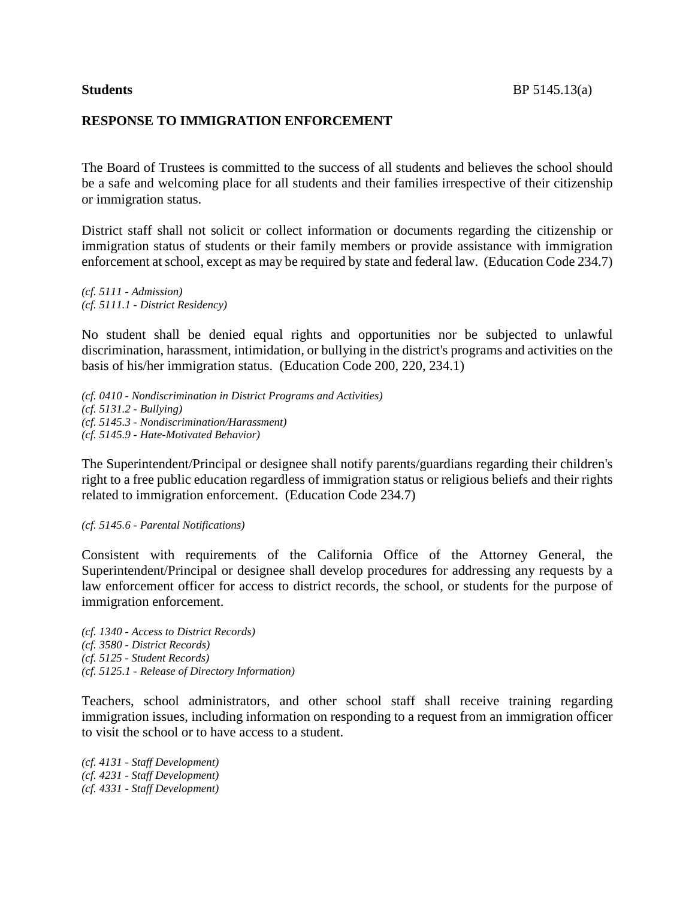**Students** BP 5145.13(a)

**RESPONSE TO IMMIGRATION ENFORCEMENT**

The Board of Trustees is committed to the success of all students and believes the school should be a safe and welcoming place for all students and their families irrespective of their citizenship or immigration status.

District staff shall not solicit or collect information or documents regarding the citizenship or immigration status of students or their family members or provide assistance with immigration enforcement at school, except as may be required by state and federal law. (Education Code 234.7)

*(cf. 5111 - Admission)*
*(cf. 5111.1 - District Residency)*

No student shall be denied equal rights and opportunities nor be subjected to unlawful discrimination, harassment, intimidation, or bullying in the district's programs and activities on the basis of his/her immigration status. (Education Code 200, 220, 234.1)

*(cf. 0410 - Nondiscrimination in District Programs and Activities)*
*(cf. 5131.2 - Bullying)*
*(cf. 5145.3 - Nondiscrimination/Harassment)*
*(cf. 5145.9 - Hate-Motivated Behavior)*

The Superintendent/Principal or designee shall notify parents/guardians regarding their children's right to a free public education regardless of immigration status or religious beliefs and their rights related to immigration enforcement. (Education Code 234.7)

*(cf. 5145.6 - Parental Notifications)*

Consistent with requirements of the California Office of the Attorney General, the Superintendent/Principal or designee shall develop procedures for addressing any requests by a law enforcement officer for access to district records, the school, or students for the purpose of immigration enforcement.

*(cf. 1340 - Access to District Records)*
*(cf. 3580 - District Records)*
*(cf. 5125 - Student Records)*
*(cf. 5125.1 - Release of Directory Information)*

Teachers, school administrators, and other school staff shall receive training regarding immigration issues, including information on responding to a request from an immigration officer to visit the school or to have access to a student.

*(cf. 4131 - Staff Development)*
*(cf. 4231 - Staff Development)*
*(cf. 4331 - Staff Development)*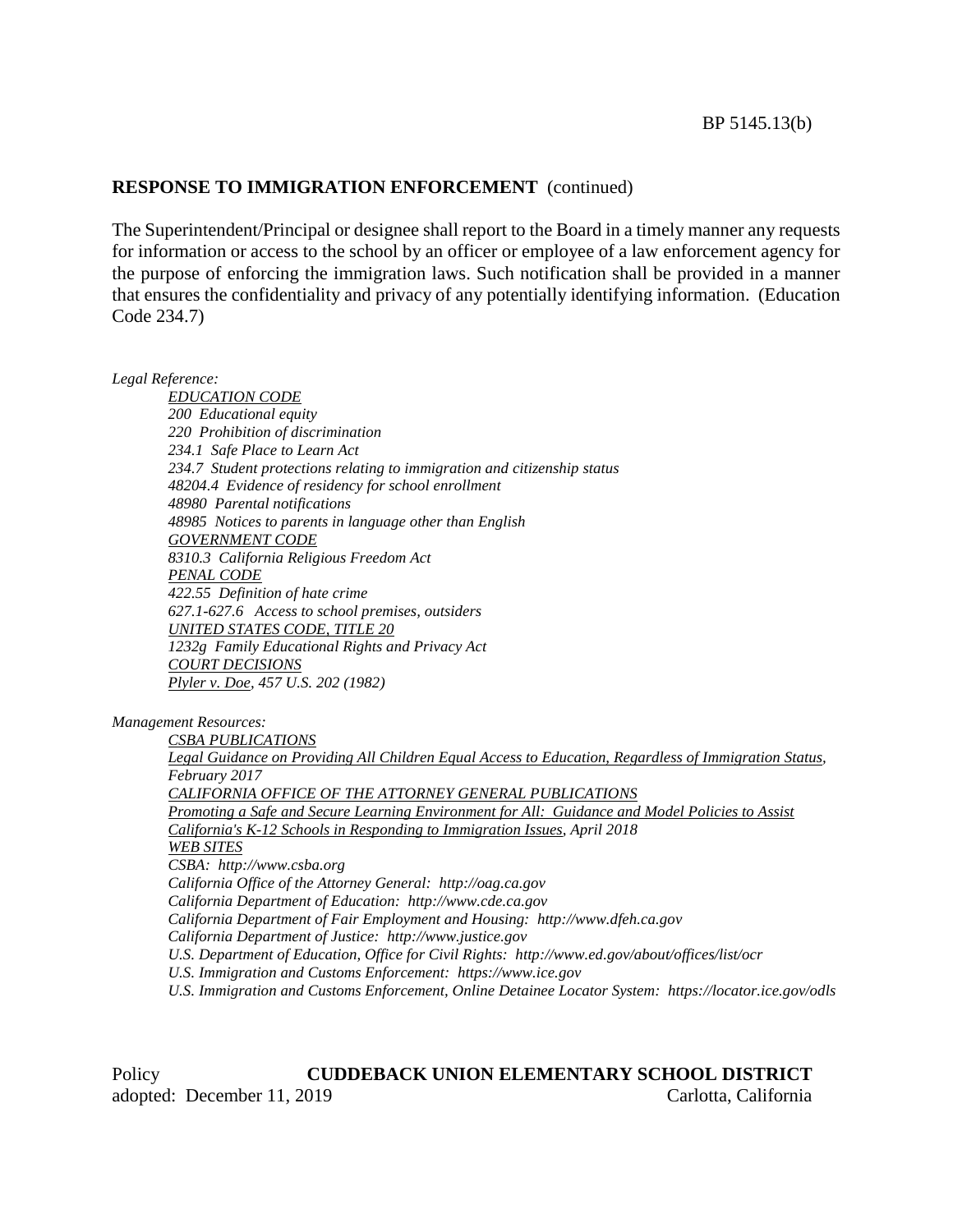**RESPONSE TO IMMIGRATION ENFORCEMENT** (continued)

The Superintendent/Principal or designee shall report to the Board in a timely manner any requests for information or access to the school by an officer or employee of a law enforcement agency for the purpose of enforcing the immigration laws. Such notification shall be provided in a manner that ensures the confidentiality and privacy of any potentially identifying information. (Education Code 234.7)

*Legal Reference:*

*EDUCATION CODE*
*200 Educational equity*
*220 Prohibition of discrimination*
*234.1 Safe Place to Learn Act*
*234.7 Student protections relating to immigration and citizenship status*
*48204.4 Evidence of residency for school enrollment*
*48980 Parental notifications*
*48985 Notices to parents in language other than English*
*GOVERNMENT CODE*
*8310.3 California Religious Freedom Act*
*PENAL CODE*
*422.55 Definition of hate crime*
*627.1-627.6 Access to school premises, outsiders*
*UNITED STATES CODE, TITLE 20*
*1232g Family Educational Rights and Privacy Act*
*COURT DECISIONS*
*Plyler v. Doe, 457 U.S. 202 (1982)*

*Management Resources:*

*CSBA PUBLICATIONS*
*Legal Guidance on Providing All Children Equal Access to Education, Regardless of Immigration Status, February 2017*
*CALIFORNIA OFFICE OF THE ATTORNEY GENERAL PUBLICATIONS*
*Promoting a Safe and Secure Learning Environment for All: Guidance and Model Policies to Assist California's K-12 Schools in Responding to Immigration Issues, April 2018*
*WEB SITES*
*CSBA: http://www.csba.org*
*California Office of the Attorney General: http://oag.ca.gov*
*California Department of Education: http://www.cde.ca.gov*
*California Department of Fair Employment and Housing: http://www.dfeh.ca.gov*
*California Department of Justice: http://www.justice.gov*
*U.S. Department of Education, Office for Civil Rights: http://www.ed.gov/about/offices/list/ocr*
*U.S. Immigration and Customs Enforcement: https://www.ice.gov*
*U.S. Immigration and Customs Enforcement, Online Detainee Locator System: https://locator.ice.gov/odls*

Policy adopted: December 11, 2019

**CUDDEBACK UNION ELEMENTARY SCHOOL DISTRICT**
Carlotta, California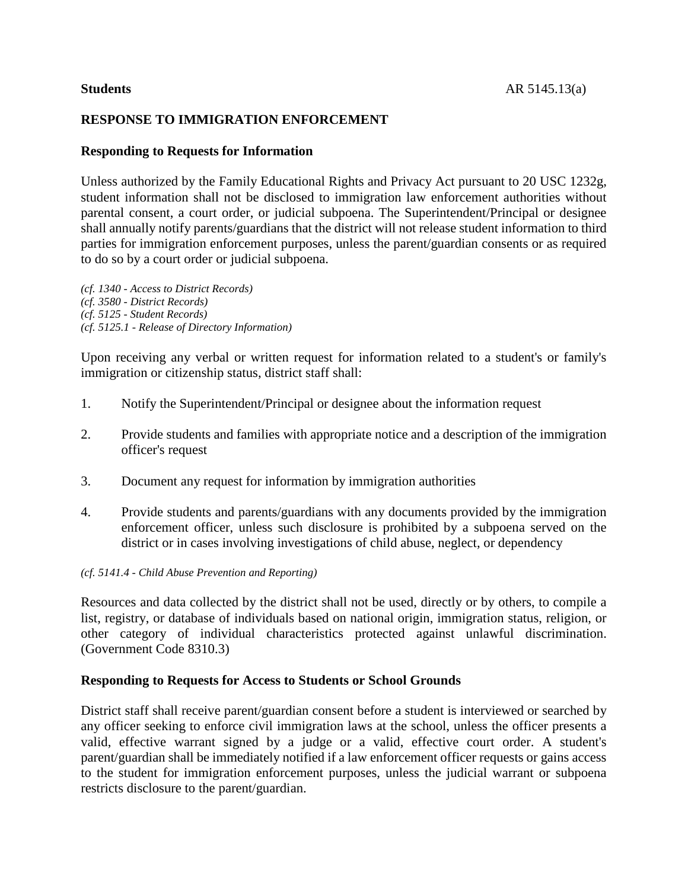**Students** AR 5145.13(a)

## RESPONSE TO IMMIGRATION ENFORCEMENT

### Responding to Requests for Information

Unless authorized by the Family Educational Rights and Privacy Act pursuant to 20 USC 1232g, student information shall not be disclosed to immigration law enforcement authorities without parental consent, a court order, or judicial subpoena. The Superintendent/Principal or designee shall annually notify parents/guardians that the district will not release student information to third parties for immigration enforcement purposes, unless the parent/guardian consents or as required to do so by a court order or judicial subpoena.

*(cf. 1340 - Access to District Records)*
*(cf. 3580 - District Records)*
*(cf. 5125 - Student Records)*
*(cf. 5125.1 - Release of Directory Information)*

Upon receiving any verbal or written request for information related to a student's or family's immigration or citizenship status, district staff shall:

1. Notify the Superintendent/Principal or designee about the information request
2. Provide students and families with appropriate notice and a description of the immigration officer's request
3. Document any request for information by immigration authorities
4. Provide students and parents/guardians with any documents provided by the immigration enforcement officer, unless such disclosure is prohibited by a subpoena served on the district or in cases involving investigations of child abuse, neglect, or dependency

*(cf. 5141.4 - Child Abuse Prevention and Reporting)*

Resources and data collected by the district shall not be used, directly or by others, to compile a list, registry, or database of individuals based on national origin, immigration status, religion, or other category of individual characteristics protected against unlawful discrimination. (Government Code 8310.3)

### Responding to Requests for Access to Students or School Grounds

District staff shall receive parent/guardian consent before a student is interviewed or searched by any officer seeking to enforce civil immigration laws at the school, unless the officer presents a valid, effective warrant signed by a judge or a valid, effective court order. A student's parent/guardian shall be immediately notified if a law enforcement officer requests or gains access to the student for immigration enforcement purposes, unless the judicial warrant or subpoena restricts disclosure to the parent/guardian.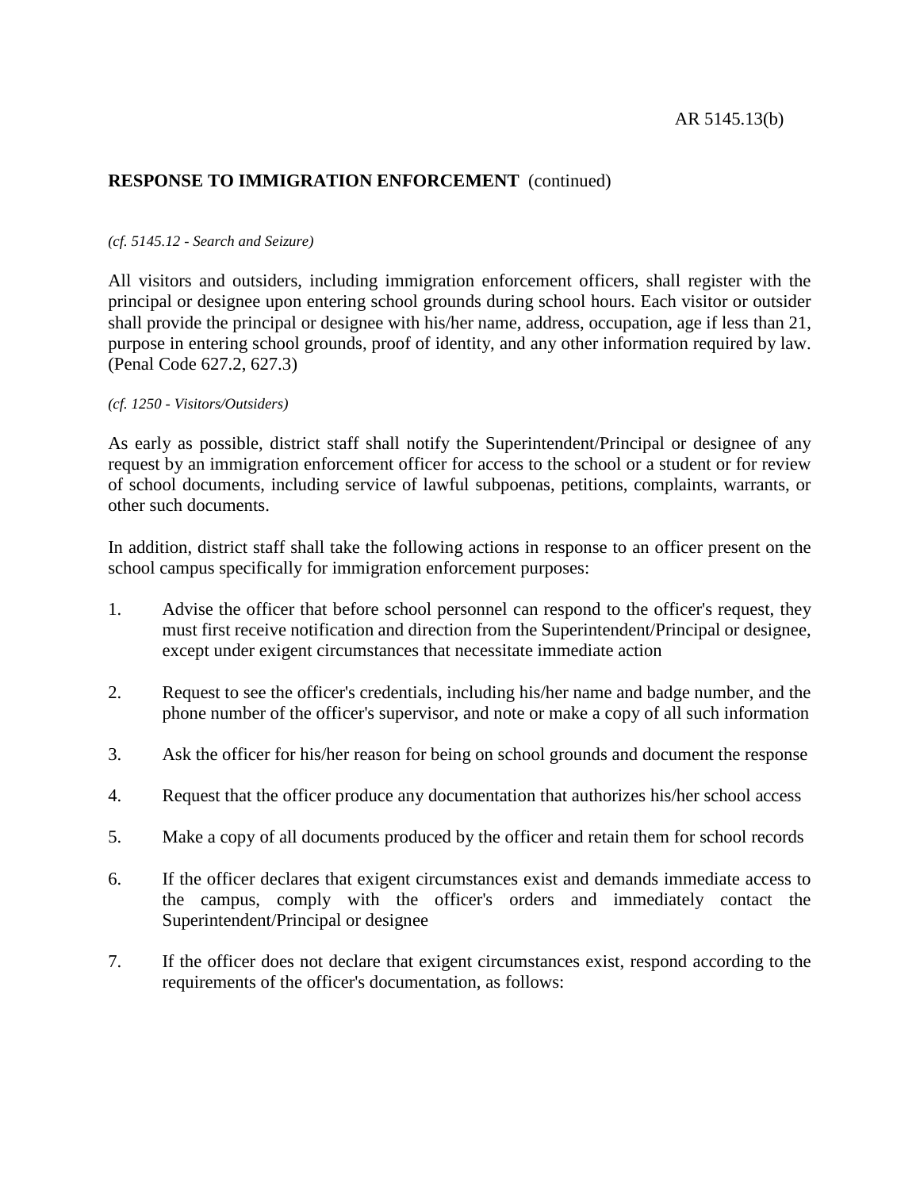## RESPONSE TO IMMIGRATION ENFORCEMENT (continued)

*(cf. 5145.12 - Search and Seizure)*

All visitors and outsiders, including immigration enforcement officers, shall register with the principal or designee upon entering school grounds during school hours. Each visitor or outsider shall provide the principal or designee with his/her name, address, occupation, age if less than 21, purpose in entering school grounds, proof of identity, and any other information required by law. (Penal Code 627.2, 627.3)

*(cf. 1250 - Visitors/Outsiders)*

As early as possible, district staff shall notify the Superintendent/Principal or designee of any request by an immigration enforcement officer for access to the school or a student or for review of school documents, including service of lawful subpoenas, petitions, complaints, warrants, or other such documents.

In addition, district staff shall take the following actions in response to an officer present on the school campus specifically for immigration enforcement purposes:

1. Advise the officer that before school personnel can respond to the officer's request, they must first receive notification and direction from the Superintendent/Principal or designee, except under exigent circumstances that necessitate immediate action

2. Request to see the officer's credentials, including his/her name and badge number, and the phone number of the officer's supervisor, and note or make a copy of all such information

3. Ask the officer for his/her reason for being on school grounds and document the response

4. Request that the officer produce any documentation that authorizes his/her school access

5. Make a copy of all documents produced by the officer and retain them for school records

6. If the officer declares that exigent circumstances exist and demands immediate access to the campus, comply with the officer's orders and immediately contact the Superintendent/Principal or designee

7. If the officer does not declare that exigent circumstances exist, respond according to the requirements of the officer's documentation, as follows: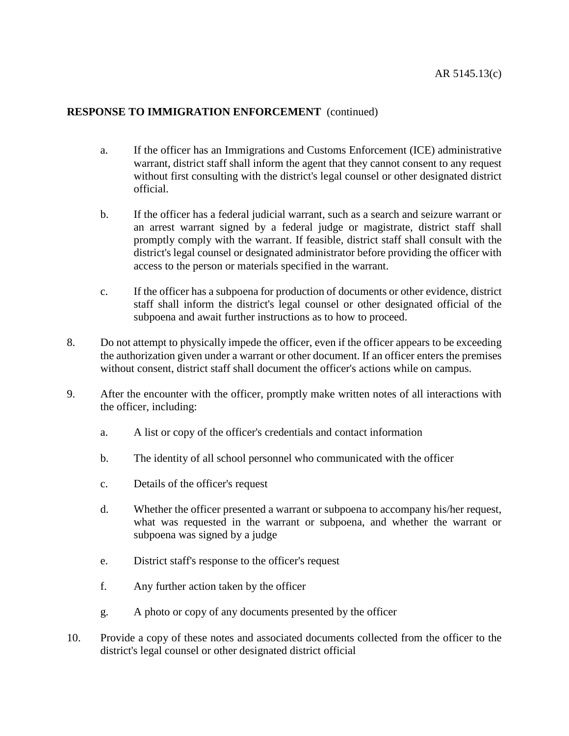**RESPONSE TO IMMIGRATION ENFORCEMENT** (continued)

   a. If the officer has an Immigrations and Customs Enforcement (ICE) administrative warrant, district staff shall inform the agent that they cannot consent to any request without first consulting with the district's legal counsel or other designated district official.

   b. If the officer has a federal judicial warrant, such as a search and seizure warrant or an arrest warrant signed by a federal judge or magistrate, district staff shall promptly comply with the warrant. If feasible, district staff shall consult with the district's legal counsel or designated administrator before providing the officer with access to the person or materials specified in the warrant.

   c. If the officer has a subpoena for production of documents or other evidence, district staff shall inform the district's legal counsel or other designated official of the subpoena and await further instructions as to how to proceed.

8. Do not attempt to physically impede the officer, even if the officer appears to be exceeding the authorization given under a warrant or other document. If an officer enters the premises without consent, district staff shall document the officer's actions while on campus.

9. After the encounter with the officer, promptly make written notes of all interactions with the officer, including:

   a. A list or copy of the officer's credentials and contact information

   b. The identity of all school personnel who communicated with the officer

   c. Details of the officer's request

   d. Whether the officer presented a warrant or subpoena to accompany his/her request, what was requested in the warrant or subpoena, and whether the warrant or subpoena was signed by a judge

   e. District staff's response to the officer's request

   f. Any further action taken by the officer

   g. A photo or copy of any documents presented by the officer

10. Provide a copy of these notes and associated documents collected from the officer to the district's legal counsel or other designated district official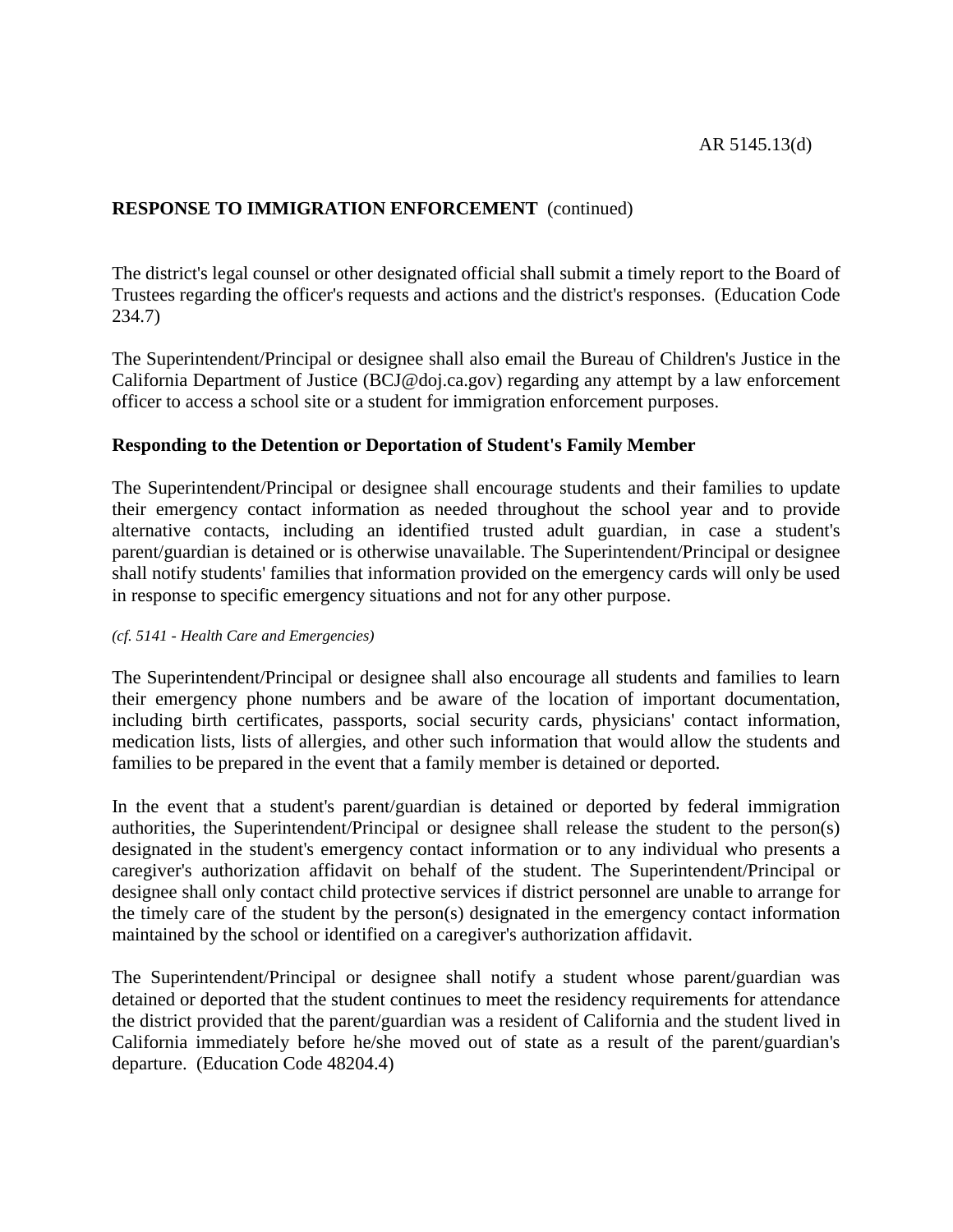The district's legal counsel or other designated official shall submit a timely report to the Board of Trustees regarding the officer's requests and actions and the district's responses. (Education Code 234.7)

The Superintendent/Principal or designee shall also email the Bureau of Children's Justice in the California Department of Justice (BCJ@doj.ca.gov) regarding any attempt by a law enforcement officer to access a school site or a student for immigration enforcement purposes.

**Responding to the Detention or Deportation of Student's Family Member**

The Superintendent/Principal or designee shall encourage students and their families to update their emergency contact information as needed throughout the school year and to provide alternative contacts, including an identified trusted adult guardian, in case a student's parent/guardian is detained or is otherwise unavailable. The Superintendent/Principal or designee shall notify students' families that information provided on the emergency cards will only be used in response to specific emergency situations and not for any other purpose.

*(cf. 5141 - Health Care and Emergencies)*

The Superintendent/Principal or designee shall also encourage all students and families to learn their emergency phone numbers and be aware of the location of important documentation, including birth certificates, passports, social security cards, physicians' contact information, medication lists, lists of allergies, and other such information that would allow the students and families to be prepared in the event that a family member is detained or deported.

In the event that a student's parent/guardian is detained or deported by federal immigration authorities, the Superintendent/Principal or designee shall release the student to the person(s) designated in the student's emergency contact information or to any individual who presents a caregiver's authorization affidavit on behalf of the student. The Superintendent/Principal or designee shall only contact child protective services if district personnel are unable to arrange for the timely care of the student by the person(s) designated in the emergency contact information maintained by the school or identified on a caregiver's authorization affidavit.

The Superintendent/Principal or designee shall notify a student whose parent/guardian was detained or deported that the student continues to meet the residency requirements for attendance the district provided that the parent/guardian was a resident of California and the student lived in California immediately before he/she moved out of state as a result of the parent/guardian's departure. (Education Code 48204.4)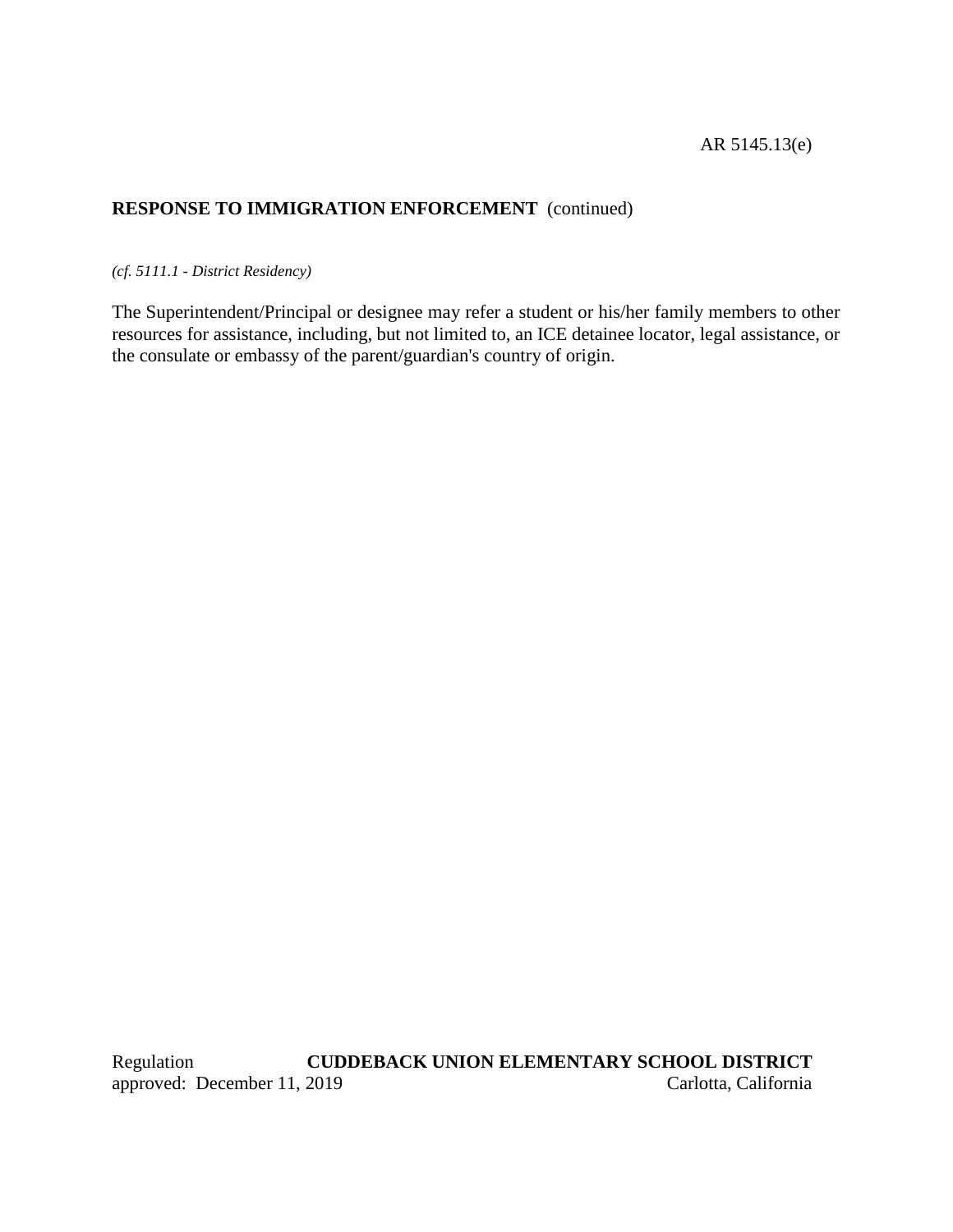*(cf. 5111.1 - District Residency)*

The Superintendent/Principal or designee may refer a student or his/her family members to other resources for assistance, including, but not limited to, an ICE detainee locator, legal assistance, or the consulate or embassy of the parent/guardian's country of origin.

Regulation **CUDDEBACK UNION ELEMENTARY SCHOOL DISTRICT**
approved: December 11, 2019 Carlotta, California